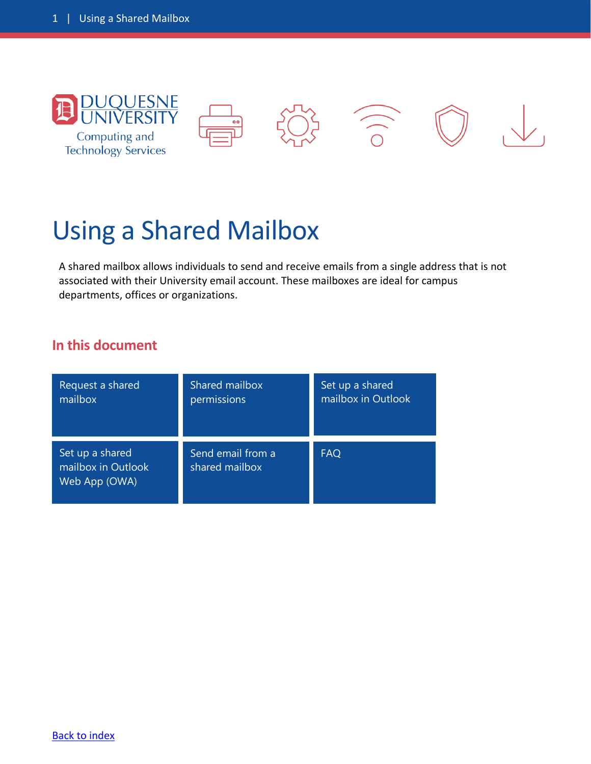Duquesne University
Computing and Technology Services

# Using a Shared Mailbox

A shared mailbox allows individuals to send and receive emails from a single address that is not associated with their University email account. These mailboxes are ideal for campus departments, offices or organizations.

## In this document

| | | |
|---|---|---|
| Request a shared mailbox | Shared mailbox permissions | Set up a shared mailbox in Outlook |
| Set up a shared mailbox in Outlook Web App (OWA) | Send email from a shared mailbox | FAQ |

Back to index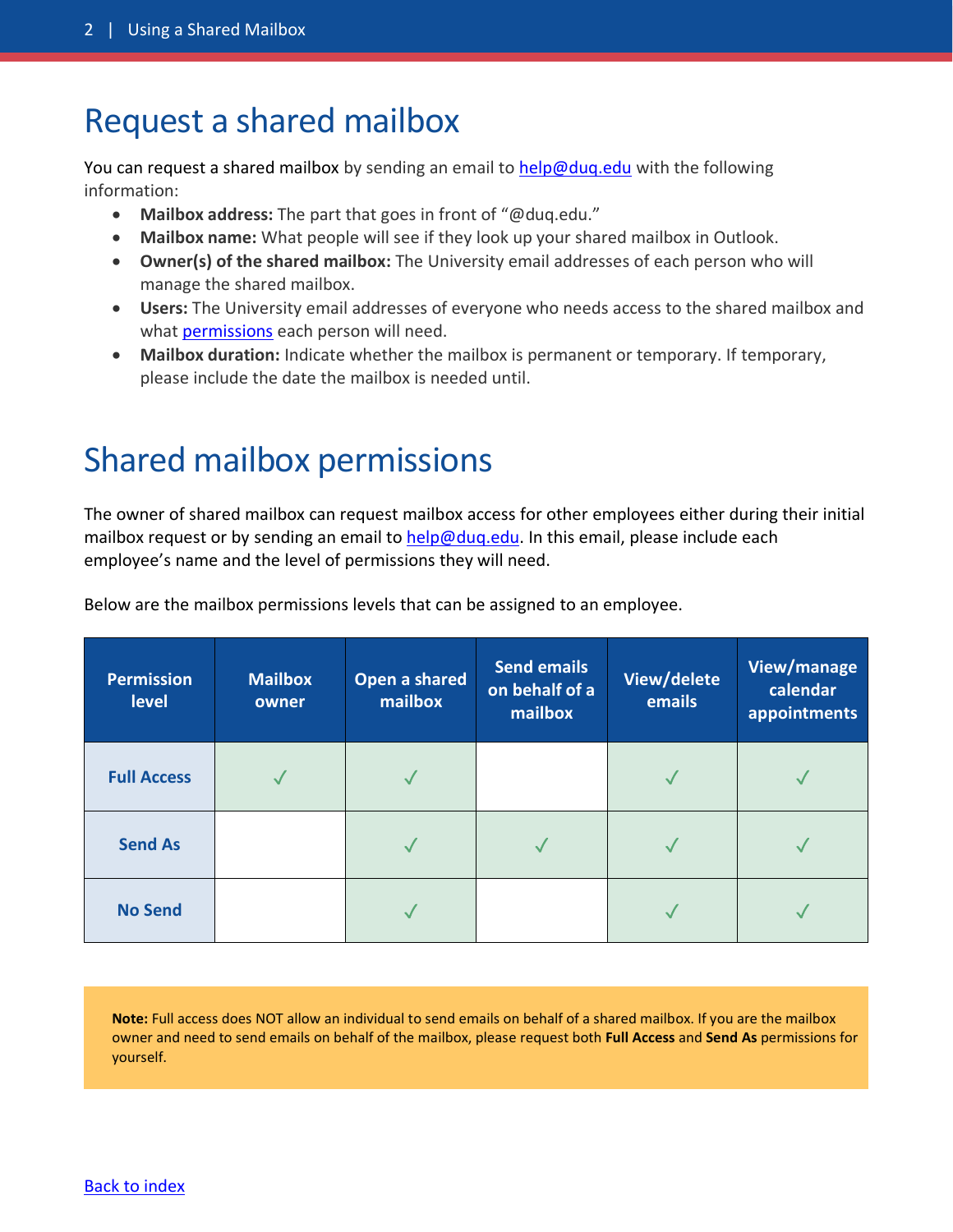# Request a shared mailbox

You can request a shared mailbox by sending an email to help@duq.edu with the following information:

- **Mailbox address:** The part that goes in front of "@duq.edu."
- **Mailbox name:** What people will see if they look up your shared mailbox in Outlook.
- **Owner(s) of the shared mailbox:** The University email addresses of each person who will manage the shared mailbox.
- **Users:** The University email addresses of everyone who needs access to the shared mailbox and what permissions each person will need.
- **Mailbox duration:** Indicate whether the mailbox is permanent or temporary. If temporary, please include the date the mailbox is needed until.

# Shared mailbox permissions

The owner of shared mailbox can request mailbox access for other employees either during their initial mailbox request or by sending an email to help@duq.edu. In this email, please include each employee's name and the level of permissions they will need.

Below are the mailbox permissions levels that can be assigned to an employee.

| Permission level | Mailbox owner | Open a shared mailbox | Send emails on behalf of a mailbox | View/delete emails | View/manage calendar appointments |
|---|---|---|---|---|---|
| **Full Access** | ✓ | ✓ | | ✓ | ✓ |
| **Send As** | | ✓ | ✓ | ✓ | ✓ |
| **No Send** | | ✓ | | ✓ | ✓ |

**Note:** Full access does NOT allow an individual to send emails on behalf of a shared mailbox. If you are the mailbox owner and need to send emails on behalf of the mailbox, please request both **Full Access** and **Send As** permissions for yourself.

Back to index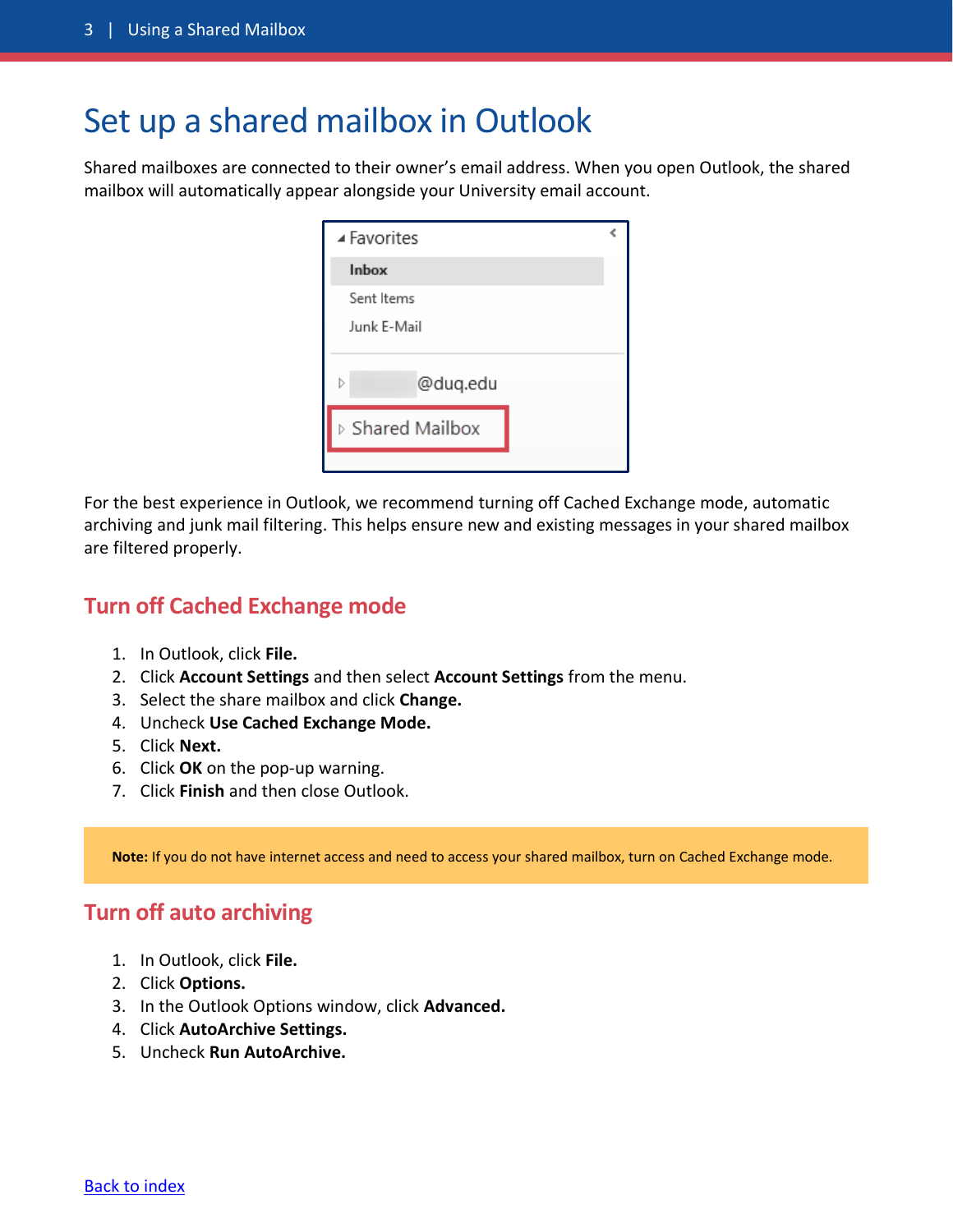# Set up a shared mailbox in Outlook

Shared mailboxes are connected to their owner's email address. When you open Outlook, the shared mailbox will automatically appear alongside your University email account.

For the best experience in Outlook, we recommend turning off Cached Exchange mode, automatic archiving and junk mail filtering. This helps ensure new and existing messages in your shared mailbox are filtered properly.

## Turn off Cached Exchange mode

1. In Outlook, click **File.**
2. Click **Account Settings** and then select **Account Settings** from the menu.
3. Select the share mailbox and click **Change.**
4. Uncheck **Use Cached Exchange Mode.**
5. Click **Next.**
6. Click **OK** on the pop-up warning.
7. Click **Finish** and then close Outlook.

**Note:** If you do not have internet access and need to access your shared mailbox, turn on Cached Exchange mode.

## Turn off auto archiving

1. In Outlook, click **File.**
2. Click **Options.**
3. In the Outlook Options window, click **Advanced.**
4. Click **AutoArchive Settings.**
5. Uncheck **Run AutoArchive.**

Back to index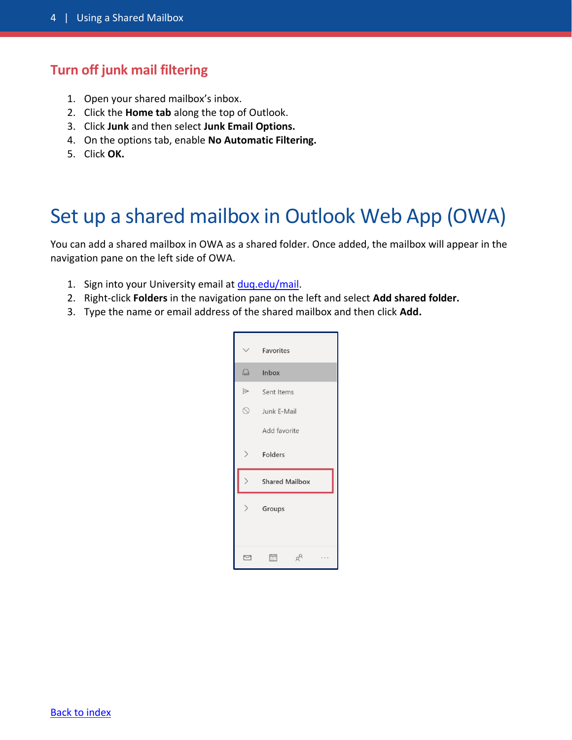## Turn off junk mail filtering

1. Open your shared mailbox's inbox.
2. Click the **Home tab** along the top of Outlook.
3. Click **Junk** and then select **Junk Email Options.**
4. On the options tab, enable **No Automatic Filtering.**
5. Click **OK.**

# Set up a shared mailbox in Outlook Web App (OWA)

You can add a shared mailbox in OWA as a shared folder. Once added, the mailbox will appear in the navigation pane on the left side of OWA.

1. Sign into your University email at [duq.edu/mail](duq.edu/mail).
2. Right-click **Folders** in the navigation pane on the left and select **Add shared folder.**
3. Type the name or email address of the shared mailbox and then click **Add.**

[Back to index]()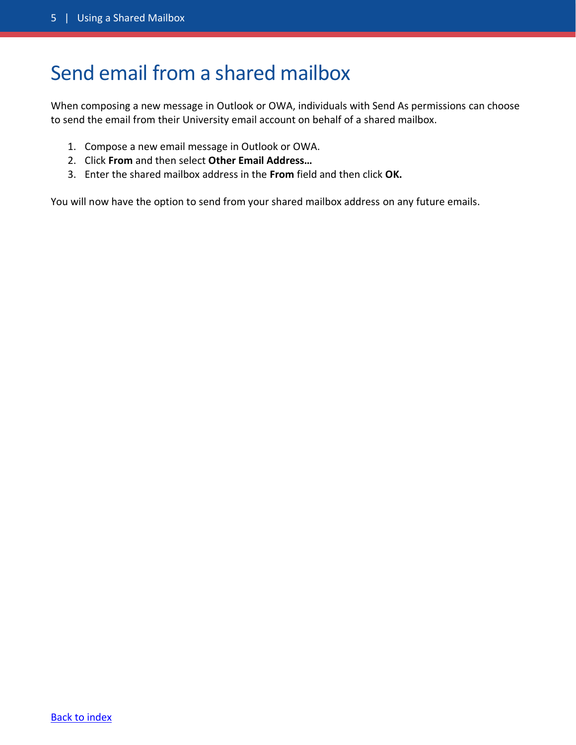# Send email from a shared mailbox

When composing a new message in Outlook or OWA, individuals with Send As permissions can choose to send the email from their University email account on behalf of a shared mailbox.

1. Compose a new email message in Outlook or OWA.
2. Click **From** and then select **Other Email Address…**
3. Enter the shared mailbox address in the **From** field and then click **OK.**

You will now have the option to send from your shared mailbox address on any future emails.

Back to index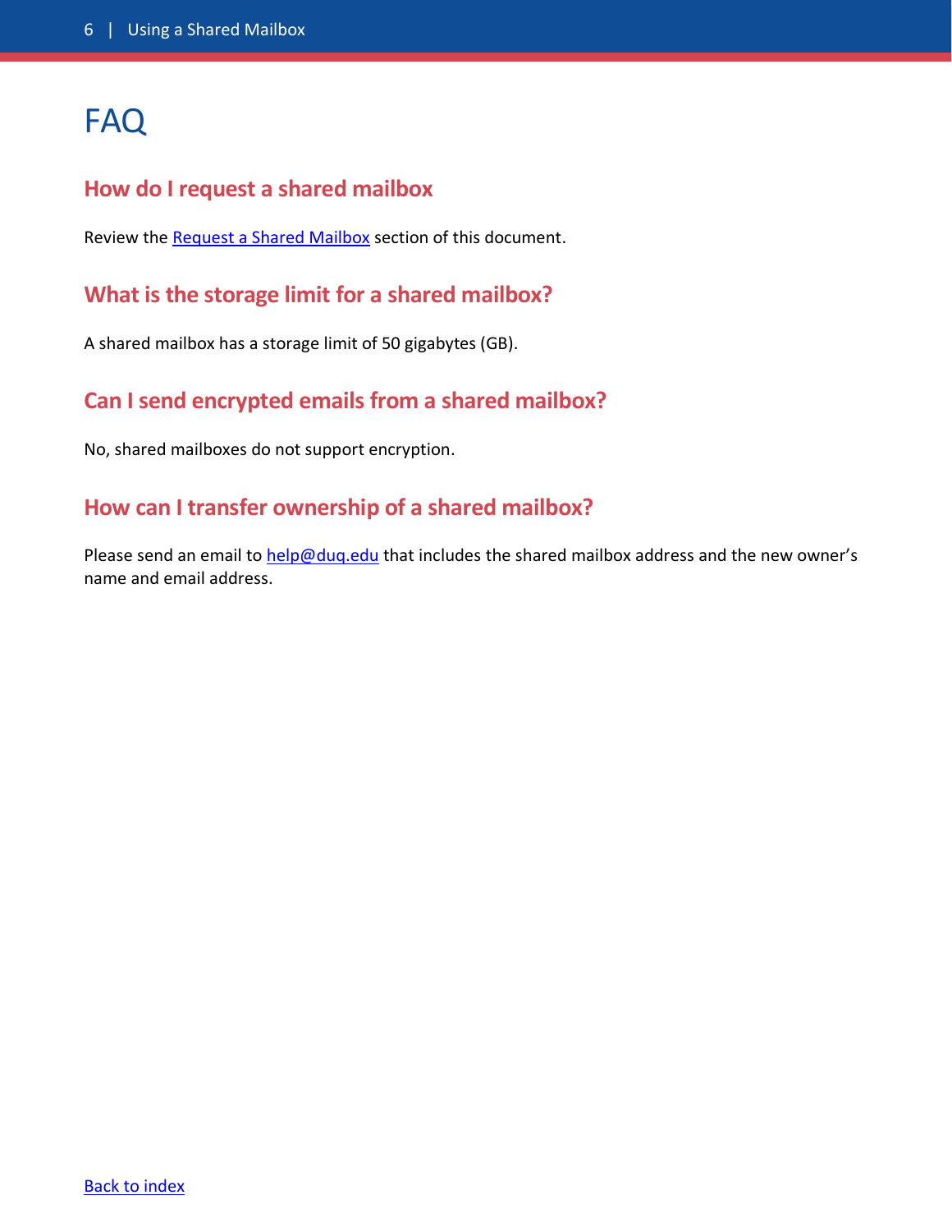# FAQ

## How do I request a shared mailbox

Review the [Request a Shared Mailbox](#) section of this document.

## What is the storage limit for a shared mailbox?

A shared mailbox has a storage limit of 50 gigabytes (GB).

## Can I send encrypted emails from a shared mailbox?

No, shared mailboxes do not support encryption.

## How can I transfer ownership of a shared mailbox?

Please send an email to [help@duq.edu](mailto:help@duq.edu) that includes the shared mailbox address and the new owner's name and email address.

[Back to index](#)